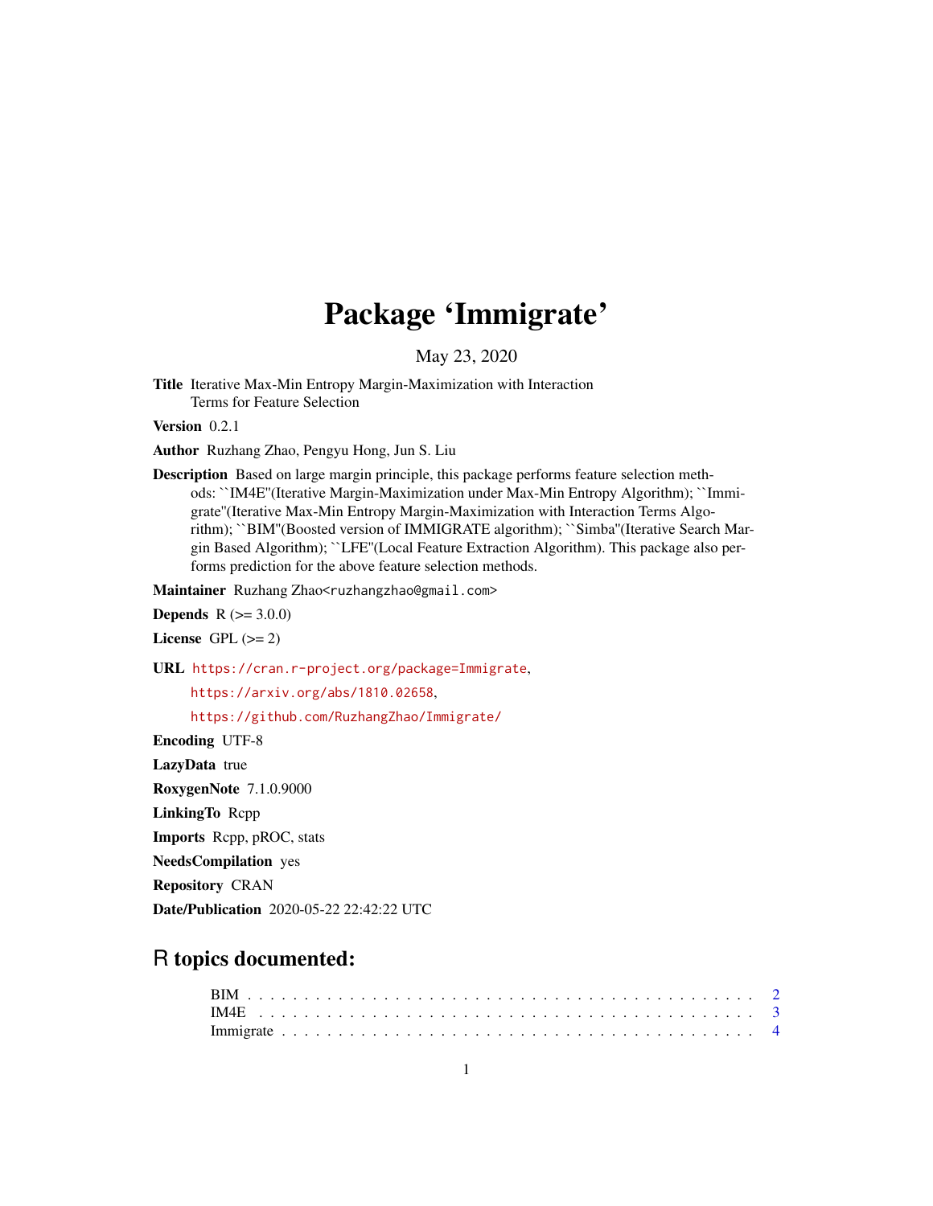# Package 'Immigrate'

May 23, 2020

**Title** Iterative Max-Min Entropy Margin-Maximization with Interaction Terms for Feature Selection

**Version** 0.2.1

**Author** Ruzhang Zhao, Pengyu Hong, Jun S. Liu

**Description** Based on large margin principle, this package performs feature selection methods: ``IM4E''(Iterative Margin-Maximization under Max-Min Entropy Algorithm); ``Immigrate''(Iterative Max-Min Entropy Margin-Maximization with Interaction Terms Algorithm); ``BIM''(Boosted version of IMMIGRATE algorithm); ``Simba''(Iterative Search Margin Based Algorithm); ``LFE''(Local Feature Extraction Algorithm). This package also performs prediction for the above feature selection methods.

**Maintainer** Ruzhang Zhao<ruzhangzhao@gmail.com>

**Depends** R (>= 3.0.0)

**License** GPL (>= 2)

**URL** https://cran.r-project.org/package=Immigrate,
https://arxiv.org/abs/1810.02658,
https://github.com/RuzhangZhao/Immigrate/

**Encoding** UTF-8

**LazyData** true

**RoxygenNote** 7.1.0.9000

**LinkingTo** Rcpp

**Imports** Rcpp, pROC, stats

**NeedsCompilation** yes

**Repository** CRAN

**Date/Publication** 2020-05-22 22:42:22 UTC

## R topics documented:

- BIM . . . . . . . . . . . . . . . . . . . . . . . . . . . . . . . . . . . . . . . . . . 2
- IM4E . . . . . . . . . . . . . . . . . . . . . . . . . . . . . . . . . . . . . . . . . 3
- Immigrate . . . . . . . . . . . . . . . . . . . . . . . . . . . . . . . . . . . . . . . 4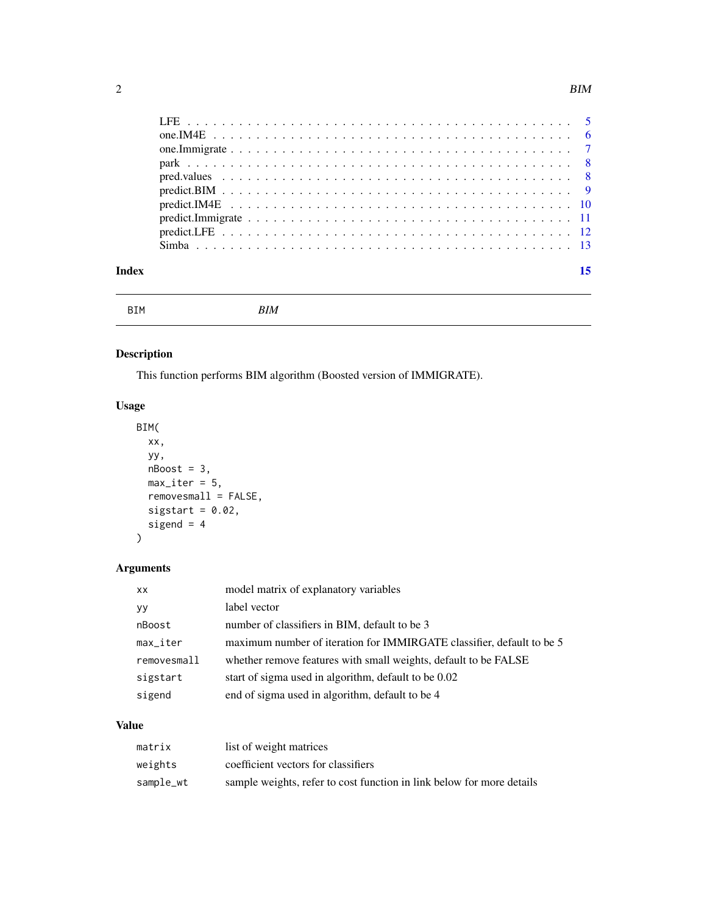| | |
|---|---|
| LFE | 5 |
| one.IM4E | 6 |
| one.Immigrate | 7 |
| park | 8 |
| pred.values | 8 |
| predict.BIM | 9 |
| predict.IM4E | 10 |
| predict.Immigrate | 11 |
| predict.LFE | 12 |
| Simba | 13 |

**Index** **15**

---

BIM *BIM*

---

## Description

This function performs BIM algorithm (Boosted version of IMMIGRATE).

## Usage

```
BIM(
  xx,
  yy,
  nBoost = 3,
  max_iter = 5,
  removesmall = FALSE,
  sigstart = 0.02,
  sigend = 4
)
```

## Arguments

| | |
|---|---|
| `xx` | model matrix of explanatory variables |
| `yy` | label vector |
| `nBoost` | number of classifiers in BIM, default to be 3 |
| `max_iter` | maximum number of iteration for IMMIRGATE classifier, default to be 5 |
| `removesmall` | whether remove features with small weights, default to be FALSE |
| `sigstart` | start of sigma used in algorithm, default to be 0.02 |
| `sigend` | end of sigma used in algorithm, default to be 4 |

## Value

| | |
|---|---|
| `matrix` | list of weight matrices |
| `weights` | coefficient vectors for classifiers |
| `sample_wt` | sample weights, refer to cost function in link below for more details |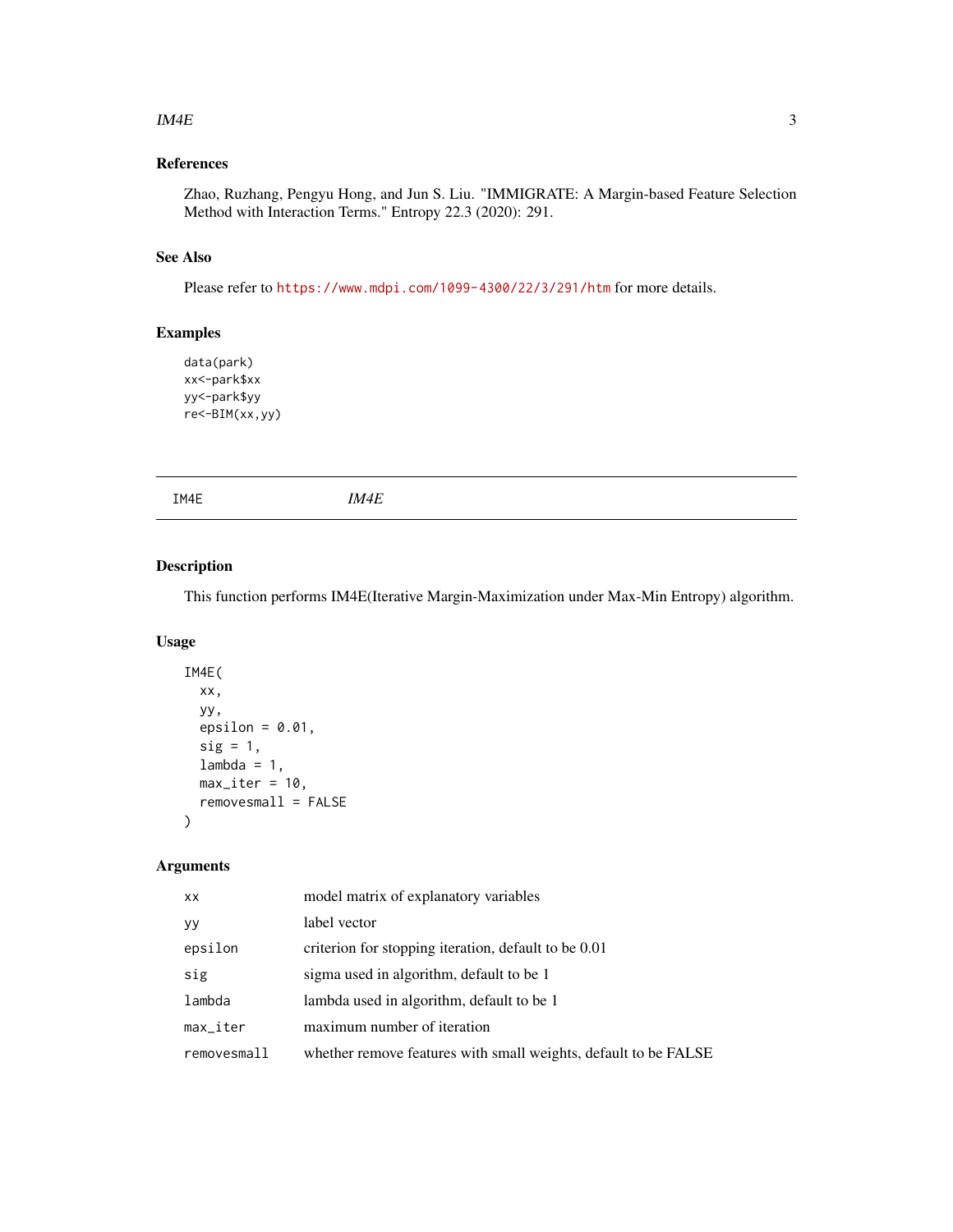### References

Zhao, Ruzhang, Pengyu Hong, and Jun S. Liu. "IMMIGRATE: A Margin-based Feature Selection Method with Interaction Terms." Entropy 22.3 (2020): 291.

### See Also

Please refer to https://www.mdpi.com/1099-4300/22/3/291/htm for more details.

### Examples

```
data(park)
xx<-park$xx
yy<-park$yy
re<-BIM(xx,yy)
```

---

## IM4E *IM4E*

---

### Description

This function performs IM4E(Iterative Margin-Maximization under Max-Min Entropy) algorithm.

### Usage

```
IM4E(
  xx,
  yy,
  epsilon = 0.01,
  sig = 1,
  lambda = 1,
  max_iter = 10,
  removesmall = FALSE
)
```

### Arguments

| | |
|---|---|
| xx | model matrix of explanatory variables |
| yy | label vector |
| epsilon | criterion for stopping iteration, default to be 0.01 |
| sig | sigma used in algorithm, default to be 1 |
| lambda | lambda used in algorithm, default to be 1 |
| max_iter | maximum number of iteration |
| removesmall | whether remove features with small weights, default to be FALSE |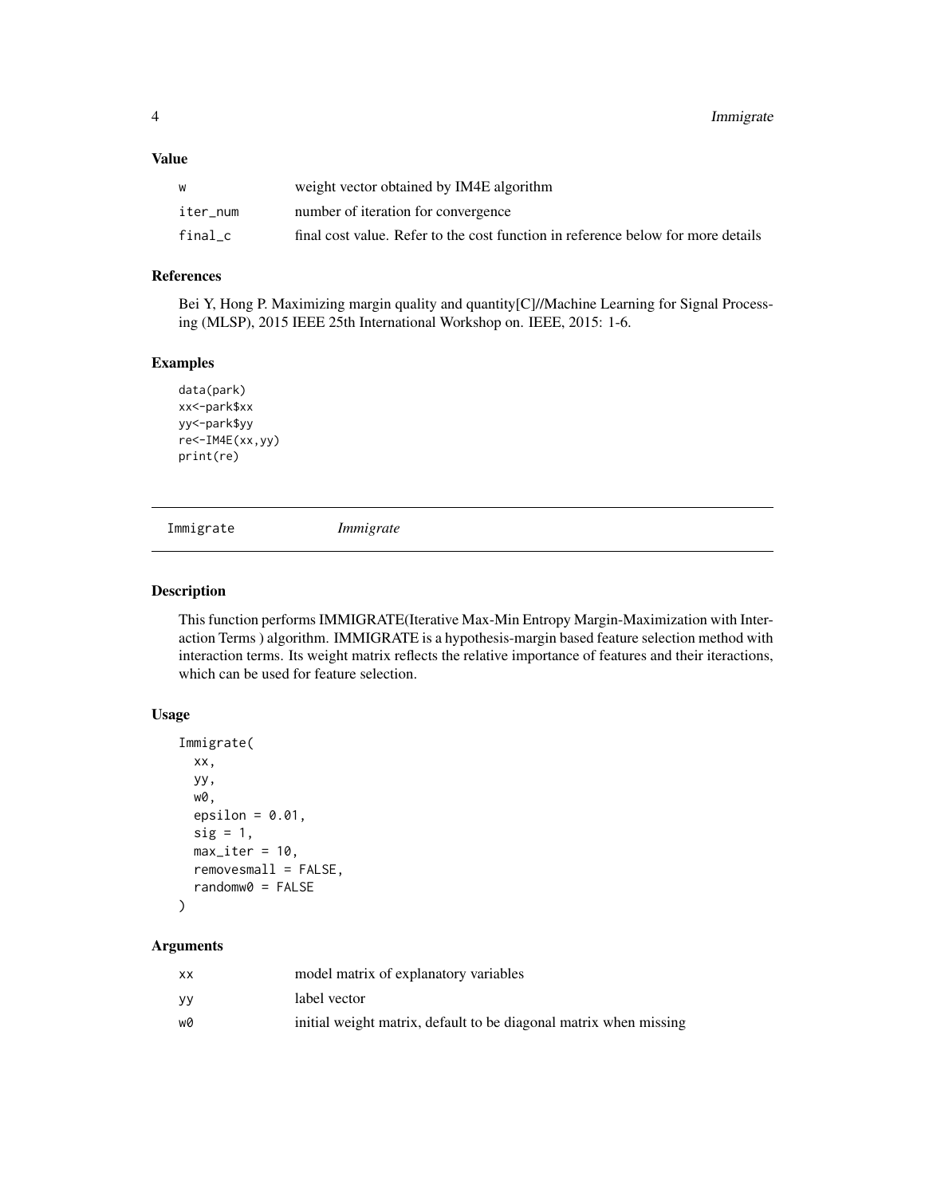## Value

| | |
|---|---|
| w | weight vector obtained by IM4E algorithm |
| iter_num | number of iteration for convergence |
| final_c | final cost value. Refer to the cost function in reference below for more details |

## References

Bei Y, Hong P. Maximizing margin quality and quantity[C]//Machine Learning for Signal Processing (MLSP), 2015 IEEE 25th International Workshop on. IEEE, 2015: 1-6.

## Examples

```
data(park)
xx<-park$xx
yy<-park$yy
re<-IM4E(xx,yy)
print(re)
```

---

# Immigrate *Immigrate*

## Description

This function performs IMMIGRATE(Iterative Max-Min Entropy Margin-Maximization with Interaction Terms ) algorithm. IMMIGRATE is a hypothesis-margin based feature selection method with interaction terms. Its weight matrix reflects the relative importance of features and their iteractions, which can be used for feature selection.

## Usage

```
Immigrate(
  xx,
  yy,
  w0,
  epsilon = 0.01,
  sig = 1,
  max_iter = 10,
  removesmall = FALSE,
  randomw0 = FALSE
)
```

## Arguments

| | |
|---|---|
| xx | model matrix of explanatory variables |
| yy | label vector |
| w0 | initial weight matrix, default to be diagonal matrix when missing |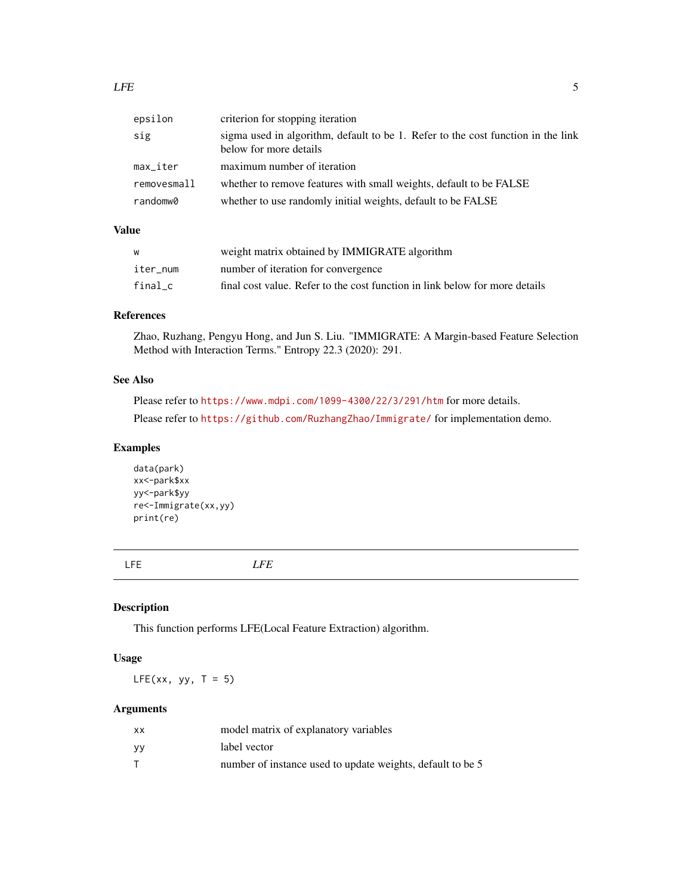| | |
|---|---|
| epsilon | criterion for stopping iteration |
| sig | sigma used in algorithm, default to be 1. Refer to the cost function in the link below for more details |
| max_iter | maximum number of iteration |
| removesmall | whether to remove features with small weights, default to be FALSE |
| randomw0 | whether to use randomly initial weights, default to be FALSE |

### Value

| | |
|---|---|
| w | weight matrix obtained by IMMIGRATE algorithm |
| iter_num | number of iteration for convergence |
| final_c | final cost value. Refer to the cost function in link below for more details |

### References

Zhao, Ruzhang, Pengyu Hong, and Jun S. Liu. "IMMIGRATE: A Margin-based Feature Selection Method with Interaction Terms." Entropy 22.3 (2020): 291.

### See Also

Please refer to https://www.mdpi.com/1099-4300/22/3/291/htm for more details.

Please refer to https://github.com/RuzhangZhao/Immigrate/ for implementation demo.

### Examples

```
data(park)
xx<-park$xx
yy<-park$yy
re<-Immigrate(xx,yy)
print(re)
```

---

## LFE *LFE*

---

### Description

This function performs LFE(Local Feature Extraction) algorithm.

### Usage

```
LFE(xx, yy, T = 5)
```

### Arguments

| | |
|---|---|
| xx | model matrix of explanatory variables |
| yy | label vector |
| T | number of instance used to update weights, default to be 5 |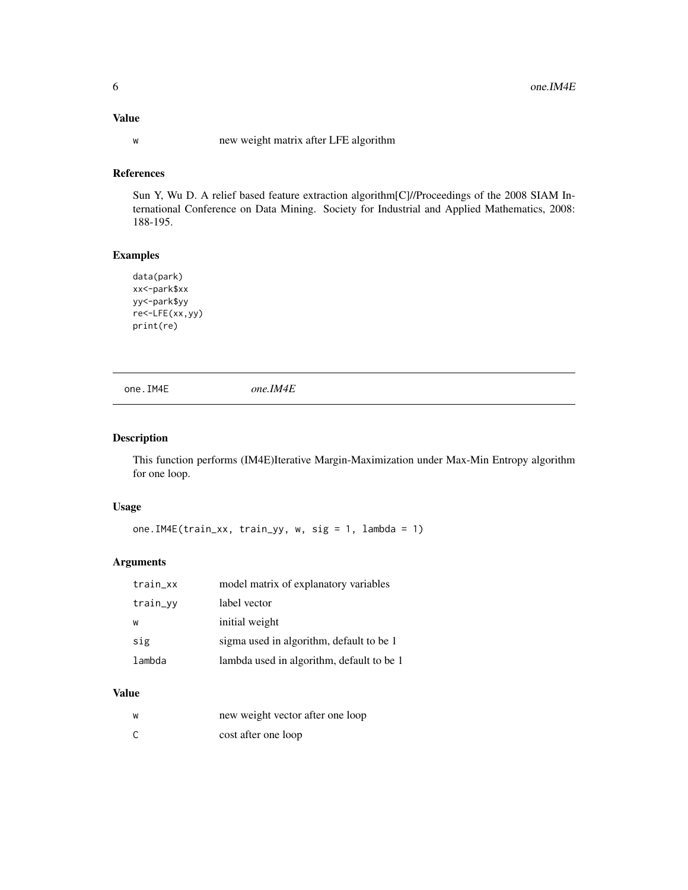### Value

| | |
|---|---|
| w | new weight matrix after LFE algorithm |

### References

Sun Y, Wu D. A relief based feature extraction algorithm[C]//Proceedings of the 2008 SIAM International Conference on Data Mining. Society for Industrial and Applied Mathematics, 2008: 188-195.

### Examples

```
data(park)
xx<-park$xx
yy<-park$yy
re<-LFE(xx,yy)
print(re)
```

---

## one.IM4E &nbsp;&nbsp;&nbsp; *one.IM4E*

---

### Description

This function performs (IM4E)Iterative Margin-Maximization under Max-Min Entropy algorithm for one loop.

### Usage

```
one.IM4E(train_xx, train_yy, w, sig = 1, lambda = 1)
```

### Arguments

| | |
|---|---|
| train_xx | model matrix of explanatory variables |
| train_yy | label vector |
| w | initial weight |
| sig | sigma used in algorithm, default to be 1 |
| lambda | lambda used in algorithm, default to be 1 |

### Value

| | |
|---|---|
| w | new weight vector after one loop |
| C | cost after one loop |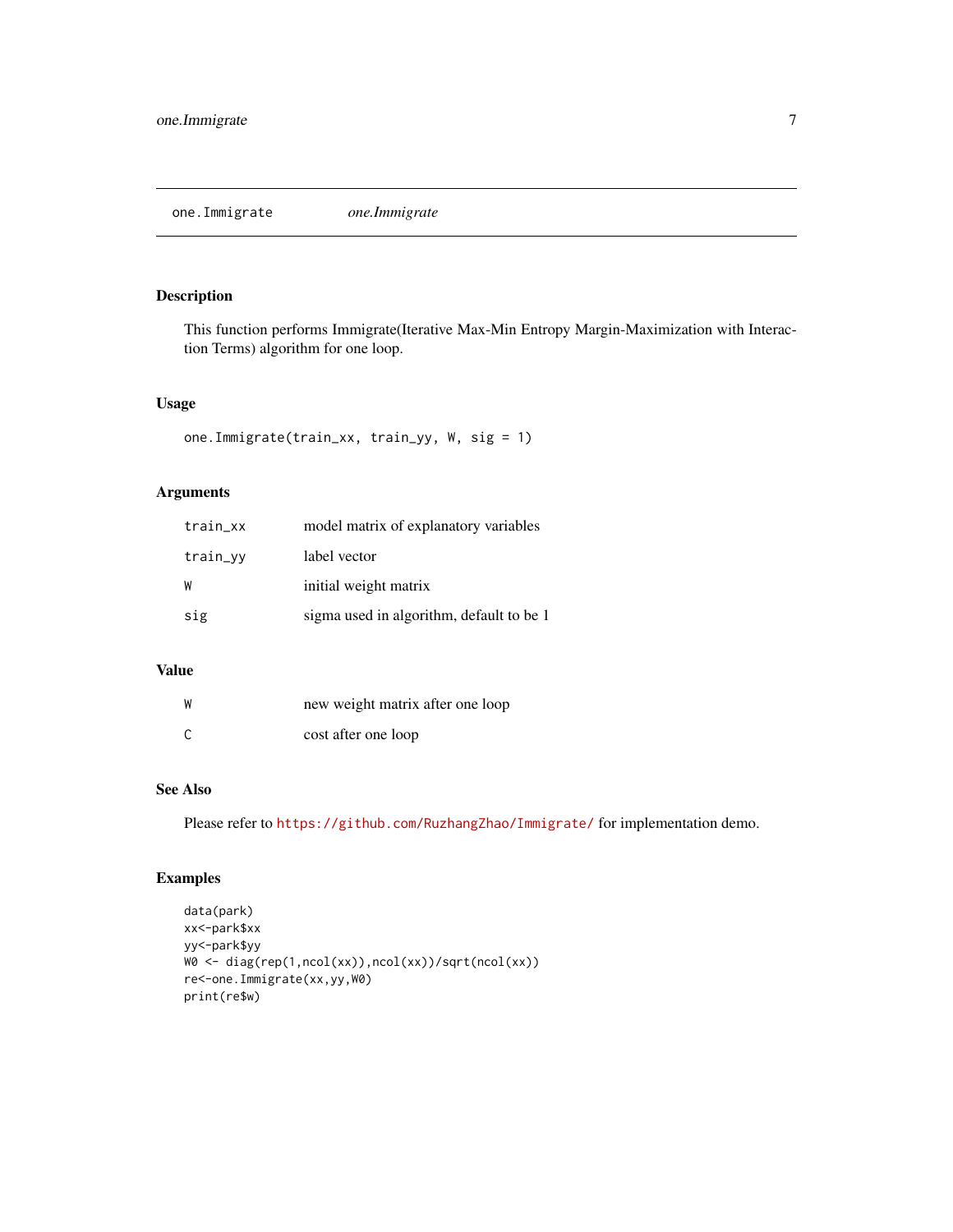# one.Immigrate *one.Immigrate*

## Description

This function performs Immigrate(Iterative Max-Min Entropy Margin-Maximization with Interaction Terms) algorithm for one loop.

## Usage

```
one.Immigrate(train_xx, train_yy, W, sig = 1)
```

## Arguments

| | |
|---|---|
| train_xx | model matrix of explanatory variables |
| train_yy | label vector |
| W | initial weight matrix |
| sig | sigma used in algorithm, default to be 1 |

## Value

| | |
|---|---|
| W | new weight matrix after one loop |
| C | cost after one loop |

## See Also

Please refer to https://github.com/RuzhangZhao/Immigrate/ for implementation demo.

## Examples

```
data(park)
xx<-park$xx
yy<-park$yy
W0 <- diag(rep(1,ncol(xx)),ncol(xx))/sqrt(ncol(xx))
re<-one.Immigrate(xx,yy,W0)
print(re$w)
```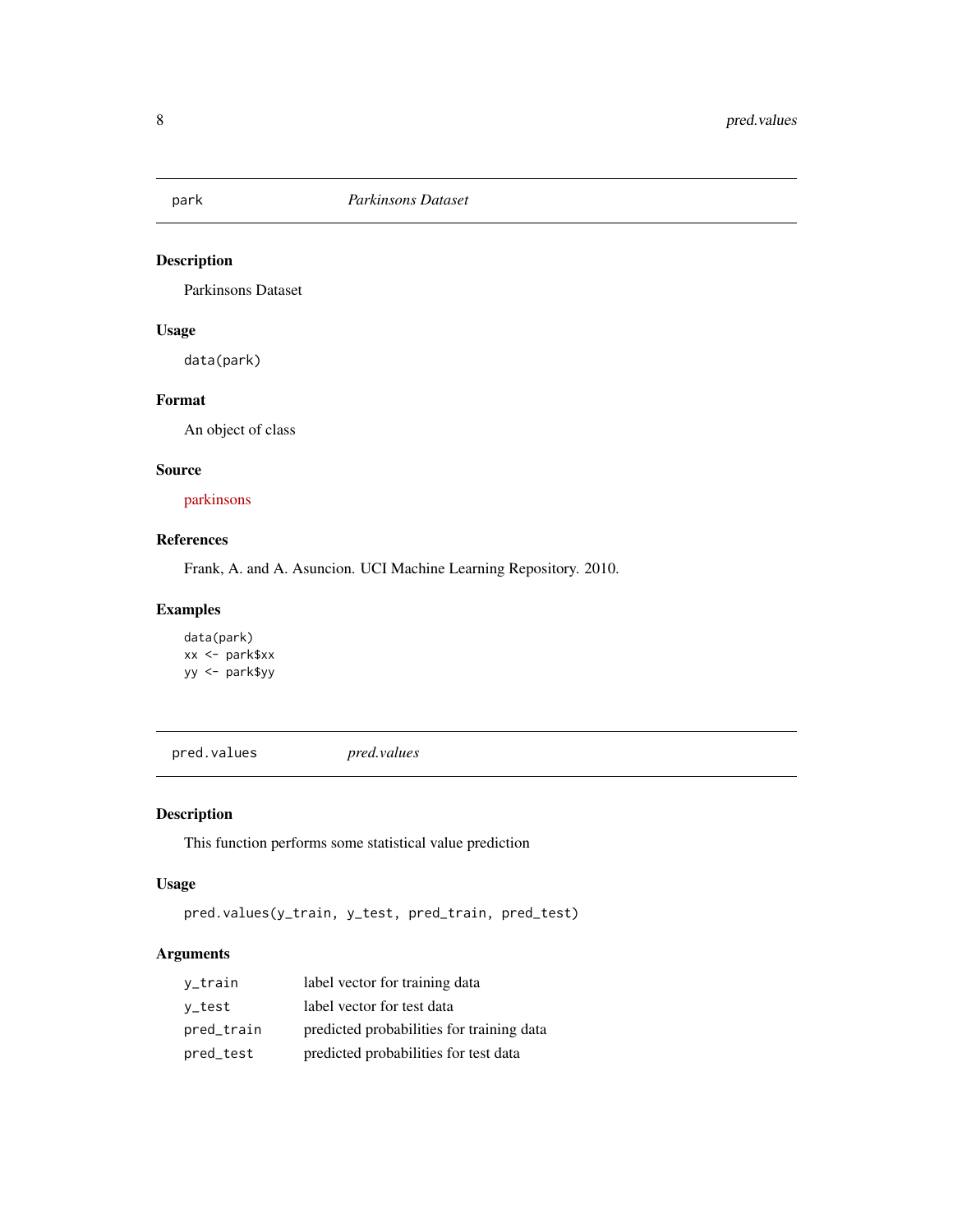## park *Parkinsons Dataset*

### Description

Parkinsons Dataset

### Usage

```
data(park)
```

### Format

An object of class

### Source

parkinsons

### References

Frank, A. and A. Asuncion. UCI Machine Learning Repository. 2010.

### Examples

```
data(park)
xx <- park$xx
yy <- park$yy
```

## pred.values *pred.values*

### Description

This function performs some statistical value prediction

### Usage

```
pred.values(y_train, y_test, pred_train, pred_test)
```

### Arguments

| | |
|---|---|
| y_train | label vector for training data |
| y_test | label vector for test data |
| pred_train | predicted probabilities for training data |
| pred_test | predicted probabilities for test data |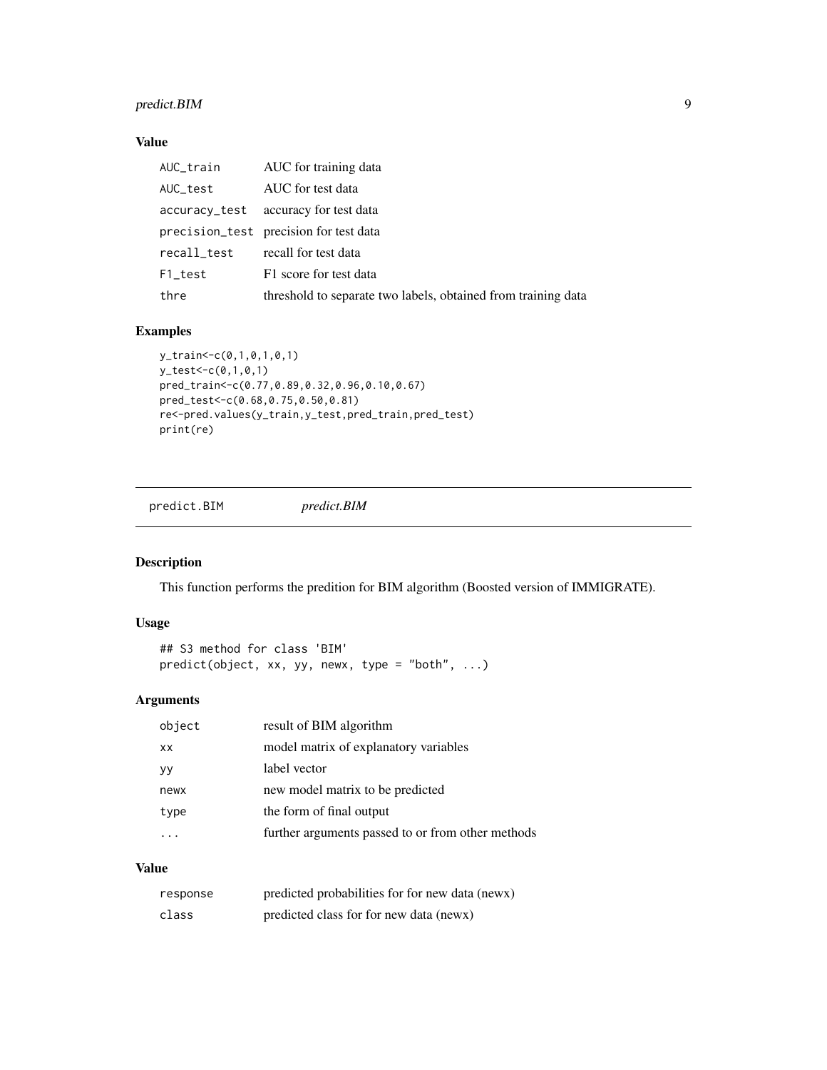### Value

| | |
|---|---|
| `AUC_train` | AUC for training data |
| `AUC_test` | AUC for test data |
| `accuracy_test` | accuracy for test data |
| `precision_test` | precision for test data |
| `recall_test` | recall for test data |
| `F1_test` | F1 score for test data |
| `thre` | threshold to separate two labels, obtained from training data |

### Examples

```
y_train<-c(0,1,0,1,0,1)
y_test<-c(0,1,0,1)
pred_train<-c(0.77,0.89,0.32,0.96,0.10,0.67)
pred_test<-c(0.68,0.75,0.50,0.81)
re<-pred.values(y_train,y_test,pred_train,pred_test)
print(re)
```

---

## predict.BIM *predict.BIM*

---

### Description

This function performs the predition for BIM algorithm (Boosted version of IMMIGRATE).

### Usage

```
## S3 method for class 'BIM'
predict(object, xx, yy, newx, type = "both", ...)
```

### Arguments

| | |
|---|---|
| `object` | result of BIM algorithm |
| `xx` | model matrix of explanatory variables |
| `yy` | label vector |
| `newx` | new model matrix to be predicted |
| `type` | the form of final output |
| `...` | further arguments passed to or from other methods |

### Value

| | |
|---|---|
| `response` | predicted probabilities for for new data (newx) |
| `class` | predicted class for for new data (newx) |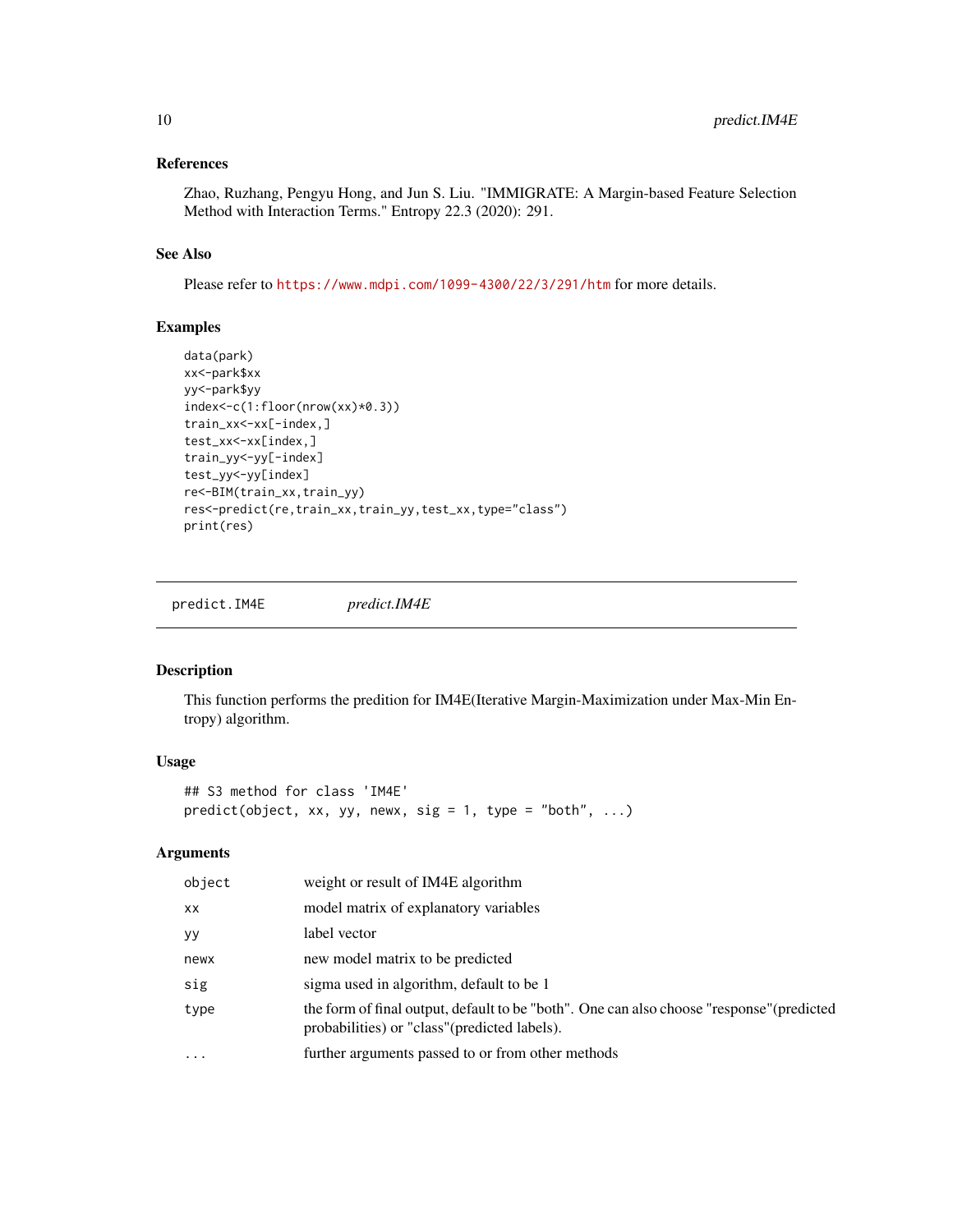### References

Zhao, Ruzhang, Pengyu Hong, and Jun S. Liu. "IMMIGRATE: A Margin-based Feature Selection Method with Interaction Terms." Entropy 22.3 (2020): 291.

### See Also

Please refer to https://www.mdpi.com/1099-4300/22/3/291/htm for more details.

### Examples

```
data(park)
xx<-park$xx
yy<-park$yy
index<-c(1:floor(nrow(xx)*0.3))
train_xx<-xx[-index,]
test_xx<-xx[index,]
train_yy<-yy[-index]
test_yy<-yy[index]
re<-BIM(train_xx,train_yy)
res<-predict(re,train_xx,train_yy,test_xx,type="class")
print(res)
```

---

## predict.IM4E &nbsp;&nbsp;&nbsp;&nbsp; *predict.IM4E*

---

### Description

This function performs the predition for IM4E(Iterative Margin-Maximization under Max-Min Entropy) algorithm.

### Usage

```
## S3 method for class 'IM4E'
predict(object, xx, yy, newx, sig = 1, type = "both", ...)
```

### Arguments

| | |
|---|---|
| `object` | weight or result of IM4E algorithm |
| `xx` | model matrix of explanatory variables |
| `yy` | label vector |
| `newx` | new model matrix to be predicted |
| `sig` | sigma used in algorithm, default to be 1 |
| `type` | the form of final output, default to be "both". One can also choose "response"(predicted probabilities) or "class"(predicted labels). |
| `...` | further arguments passed to or from other methods |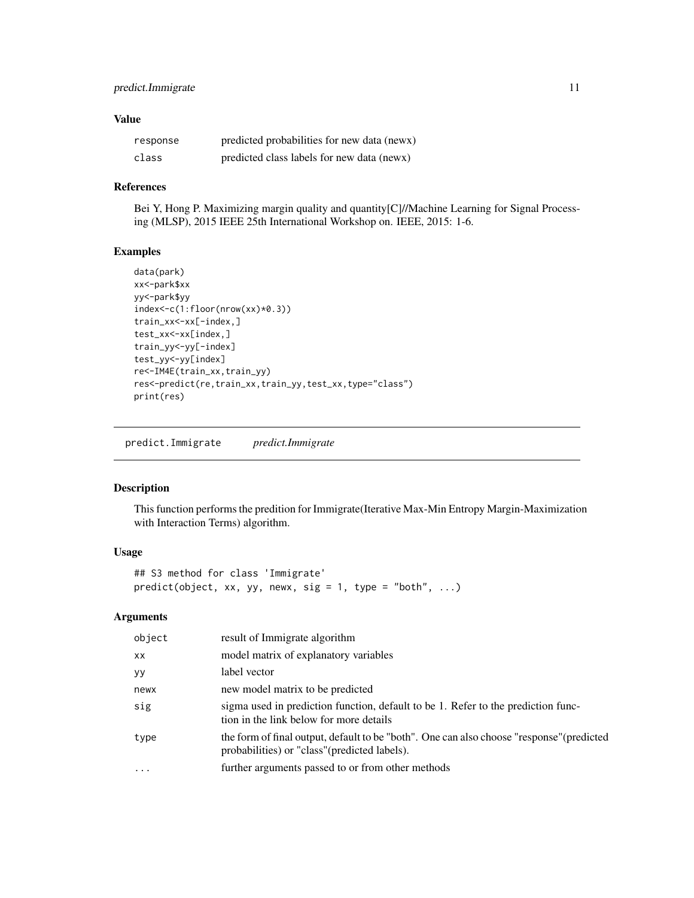### Value

| | |
|---|---|
| response | predicted probabilities for new data (newx) |
| class | predicted class labels for new data (newx) |

### References

Bei Y, Hong P. Maximizing margin quality and quantity[C]//Machine Learning for Signal Processing (MLSP), 2015 IEEE 25th International Workshop on. IEEE, 2015: 1-6.

### Examples

```
data(park)
xx<-park$xx
yy<-park$yy
index<-c(1:floor(nrow(xx)*0.3))
train_xx<-xx[-index,]
test_xx<-xx[index,]
train_yy<-yy[-index]
test_yy<-yy[index]
re<-IM4E(train_xx,train_yy)
res<-predict(re,train_xx,train_yy,test_xx,type="class")
print(res)
```

---

## predict.Immigrate &nbsp;&nbsp;&nbsp; *predict.Immigrate*

### Description

This function performs the predition for Immigrate(Iterative Max-Min Entropy Margin-Maximization with Interaction Terms) algorithm.

### Usage

```
## S3 method for class 'Immigrate'
predict(object, xx, yy, newx, sig = 1, type = "both", ...)
```

### Arguments

| | |
|---|---|
| object | result of Immigrate algorithm |
| xx | model matrix of explanatory variables |
| yy | label vector |
| newx | new model matrix to be predicted |
| sig | sigma used in prediction function, default to be 1. Refer to the prediction function in the link below for more details |
| type | the form of final output, default to be "both". One can also choose "response"(predicted probabilities) or "class"(predicted labels). |
| ... | further arguments passed to or from other methods |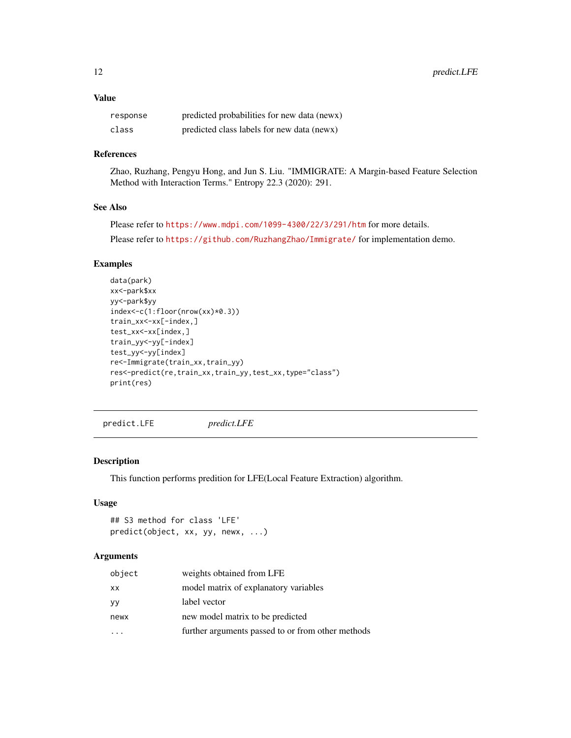### Value

| | |
|---|---|
| `response` | predicted probabilities for new data (newx) |
| `class` | predicted class labels for new data (newx) |

### References

Zhao, Ruzhang, Pengyu Hong, and Jun S. Liu. "IMMIGRATE: A Margin-based Feature Selection Method with Interaction Terms." Entropy 22.3 (2020): 291.

### See Also

Please refer to https://www.mdpi.com/1099-4300/22/3/291/htm for more details.

Please refer to https://github.com/RuzhangZhao/Immigrate/ for implementation demo.

### Examples

```
data(park)
xx<-park$xx
yy<-park$yy
index<-c(1:floor(nrow(xx)*0.3))
train_xx<-xx[-index,]
test_xx<-xx[index,]
train_yy<-yy[-index]
test_yy<-yy[index]
re<-Immigrate(train_xx,train_yy)
res<-predict(re,train_xx,train_yy,test_xx,type="class")
print(res)
```

---

## predict.LFE *predict.LFE*

---

### Description

This function performs predition for LFE(Local Feature Extraction) algorithm.

### Usage

```
## S3 method for class 'LFE'
predict(object, xx, yy, newx, ...)
```

### Arguments

| | |
|---|---|
| `object` | weights obtained from LFE |
| `xx` | model matrix of explanatory variables |
| `yy` | label vector |
| `newx` | new model matrix to be predicted |
| `...` | further arguments passed to or from other methods |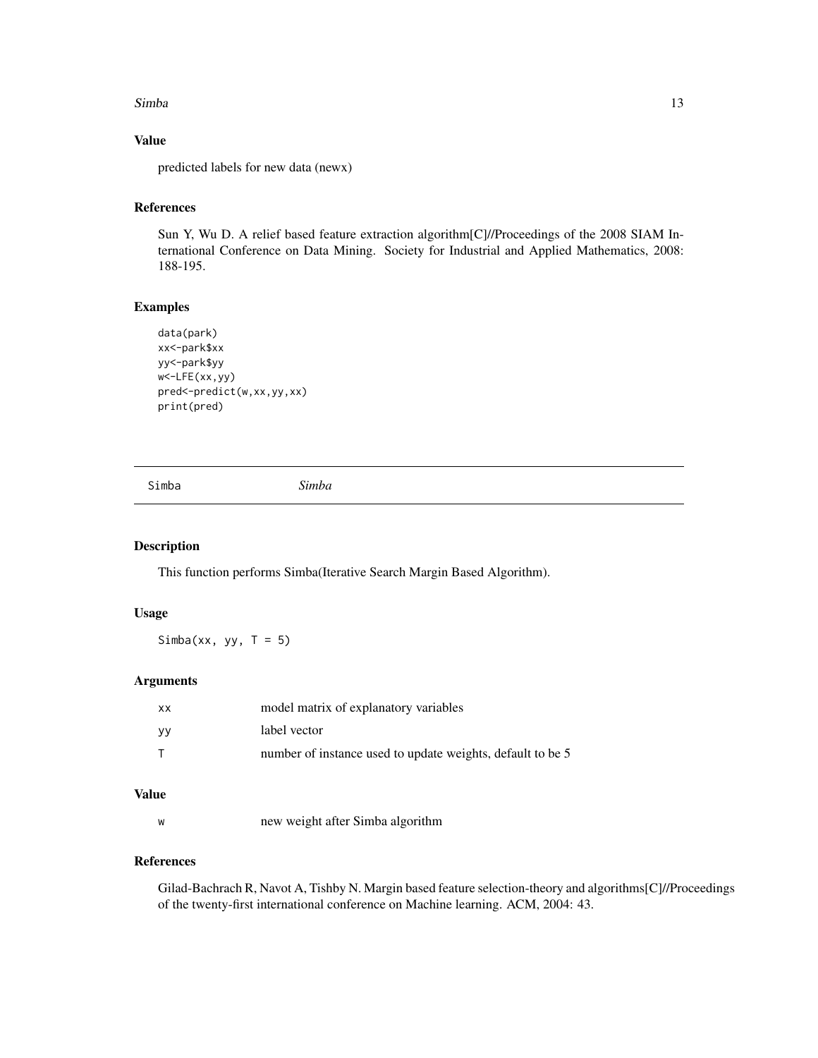### Value

predicted labels for new data (newx)

### References

Sun Y, Wu D. A relief based feature extraction algorithm[C]//Proceedings of the 2008 SIAM International Conference on Data Mining. Society for Industrial and Applied Mathematics, 2008: 188-195.

### Examples

```
data(park)
xx<-park$xx
yy<-park$yy
w<-LFE(xx,yy)
pred<-predict(w,xx,yy,xx)
print(pred)
```

---

## Simba *Simba*

---

### Description

This function performs Simba(Iterative Search Margin Based Algorithm).

### Usage

```
Simba(xx, yy, T = 5)
```

### Arguments

| | |
|---|---|
| xx | model matrix of explanatory variables |
| yy | label vector |
| T | number of instance used to update weights, default to be 5 |

### Value

| | |
|---|---|
| w | new weight after Simba algorithm |

### References

Gilad-Bachrach R, Navot A, Tishby N. Margin based feature selection-theory and algorithms[C]//Proceedings of the twenty-first international conference on Machine learning. ACM, 2004: 43.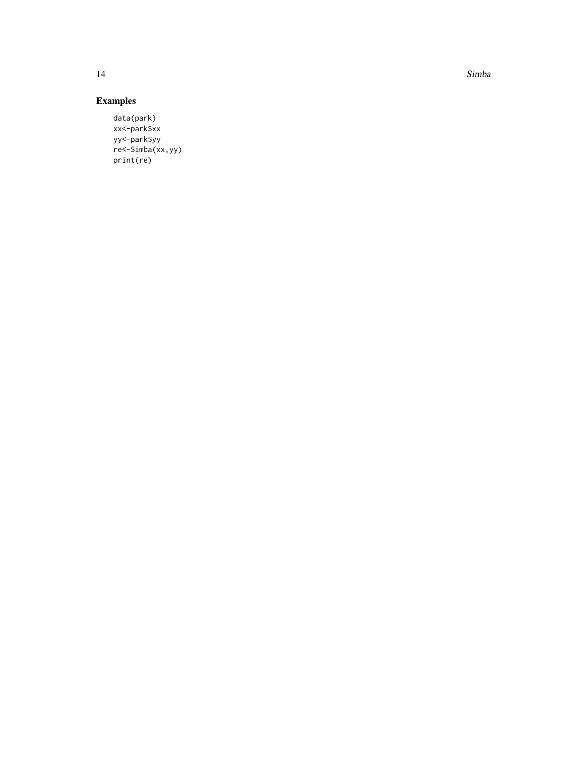## Examples

```
data(park)
xx<-park$xx
yy<-park$yy
re<-Simba(xx,yy)
print(re)
```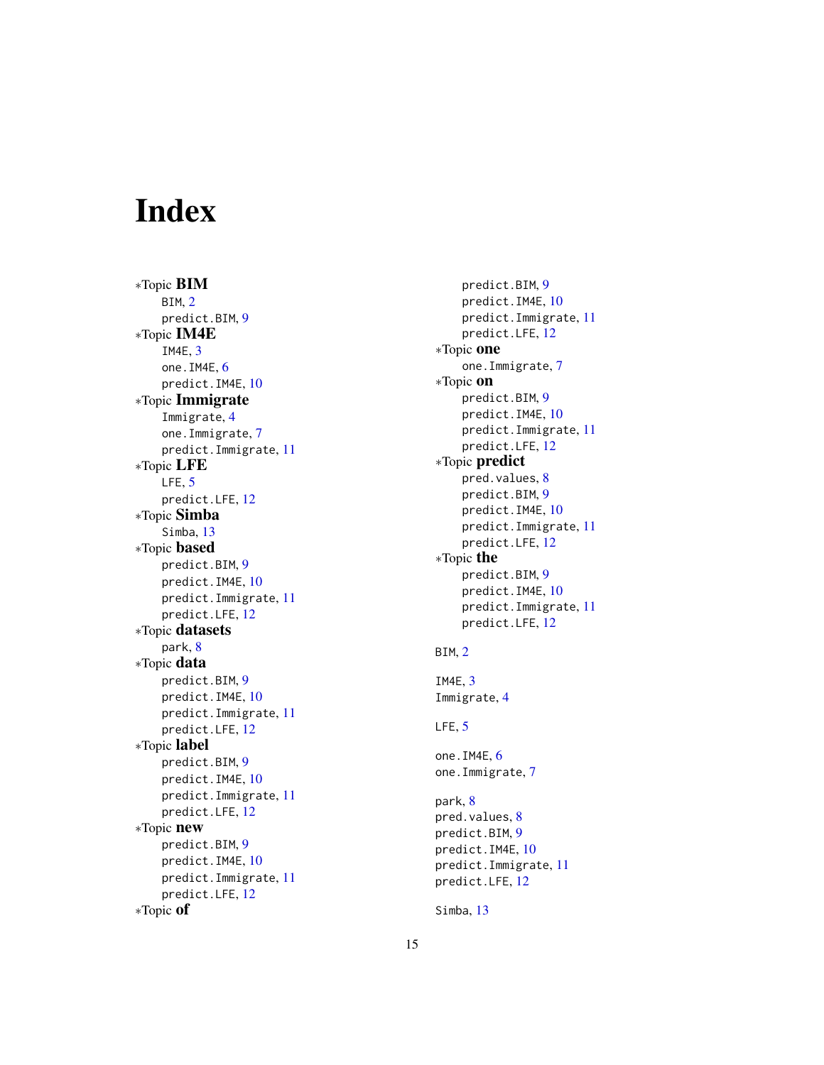# Index

*Topic **BIM**
- BIM, 2
- predict.BIM, 9

*Topic **IM4E**
- IM4E, 3
- one.IM4E, 6
- predict.IM4E, 10

*Topic **Immigrate**
- Immigrate, 4
- one.Immigrate, 7
- predict.Immigrate, 11

*Topic **LFE**
- LFE, 5
- predict.LFE, 12

*Topic **Simba**
- Simba, 13

*Topic **based**
- predict.BIM, 9
- predict.IM4E, 10
- predict.Immigrate, 11
- predict.LFE, 12

*Topic **datasets**
- park, 8

*Topic **data**
- predict.BIM, 9
- predict.IM4E, 10
- predict.Immigrate, 11
- predict.LFE, 12

*Topic **label**
- predict.BIM, 9
- predict.IM4E, 10
- predict.Immigrate, 11
- predict.LFE, 12

*Topic **new**
- predict.BIM, 9
- predict.IM4E, 10
- predict.Immigrate, 11
- predict.LFE, 12

*Topic **of**
- predict.BIM, 9
- predict.IM4E, 10
- predict.Immigrate, 11
- predict.LFE, 12

*Topic **one**
- one.Immigrate, 7

*Topic **on**
- predict.BIM, 9
- predict.IM4E, 10
- predict.Immigrate, 11
- predict.LFE, 12

*Topic **predict**
- pred.values, 8
- predict.BIM, 9
- predict.IM4E, 10
- predict.Immigrate, 11
- predict.LFE, 12

*Topic **the**
- predict.BIM, 9
- predict.IM4E, 10
- predict.Immigrate, 11
- predict.LFE, 12

BIM, 2

IM4E, 3
Immigrate, 4

LFE, 5

one.IM4E, 6
one.Immigrate, 7

park, 8
pred.values, 8
predict.BIM, 9
predict.IM4E, 10
predict.Immigrate, 11
predict.LFE, 12

Simba, 13